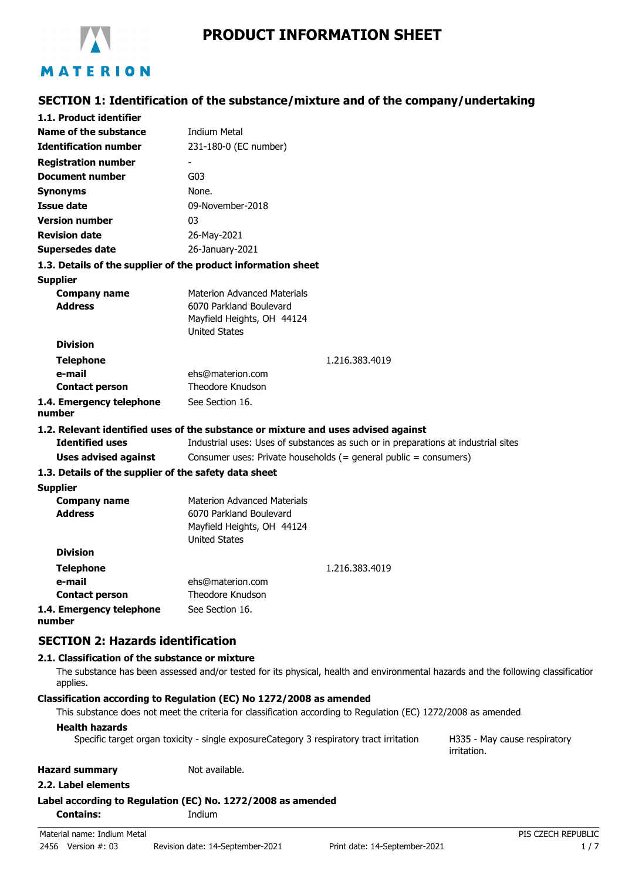# PRODUCT INFORMATION SHEET

## SECTION 1: Identification of the substance/mixture and of the company/undertaking

### 1.1. Product identifier

| | |
|---|---|
| **Name of the substance** | Indium Metal |
| **Identification number** | 231-180-0 (EC number) |
| **Registration number** | - |
| **Document number** | G03 |
| **Synonyms** | None. |
| **Issue date** | 09-November-2018 |
| **Version number** | 03 |
| **Revision date** | 26-May-2021 |
| **Supersedes date** | 26-January-2021 |

### 1.3. Details of the supplier of the product information sheet

**Supplier**

| | |
|---|---|
| **Company name** | Materion Advanced Materials |
| **Address** | 6070 Parkland Boulevard<br>Mayfield Heights, OH 44124<br>United States |
| **Division** | |
| **Telephone** | 1.216.383.4019 |
| **e-mail** | ehs@materion.com |
| **Contact person** | Theodore Knudson |
| **1.4. Emergency telephone number** | See Section 16. |

### 1.2. Relevant identified uses of the substance or mixture and uses advised against

| | |
|---|---|
| **Identified uses** | Industrial uses: Uses of substances as such or in preparations at industrial sites |
| **Uses advised against** | Consumer uses: Private households (= general public = consumers) |

### 1.3. Details of the supplier of the safety data sheet

**Supplier**

| | |
|---|---|
| **Company name** | Materion Advanced Materials |
| **Address** | 6070 Parkland Boulevard<br>Mayfield Heights, OH 44124<br>United States |
| **Division** | |
| **Telephone** | 1.216.383.4019 |
| **e-mail** | ehs@materion.com |
| **Contact person** | Theodore Knudson |
| **1.4. Emergency telephone number** | See Section 16. |

## SECTION 2: Hazards identification

### 2.1. Classification of the substance or mixture

The substance has been assessed and/or tested for its physical, health and environmental hazards and the following classification applies.

**Classification according to Regulation (EC) No 1272/2008 as amended**

This substance does not meet the criteria for classification according to Regulation (EC) 1272/2008 as amended.

**Health hazards**

| | | |
|---|---|---|
| Specific target organ toxicity - single exposure | Category 3 respiratory tract irritation | H335 - May cause respiratory irritation. |

**Hazard summary** Not available.

### 2.2. Label elements

**Label according to Regulation (EC) No. 1272/2008 as amended**

**Contains:** Indium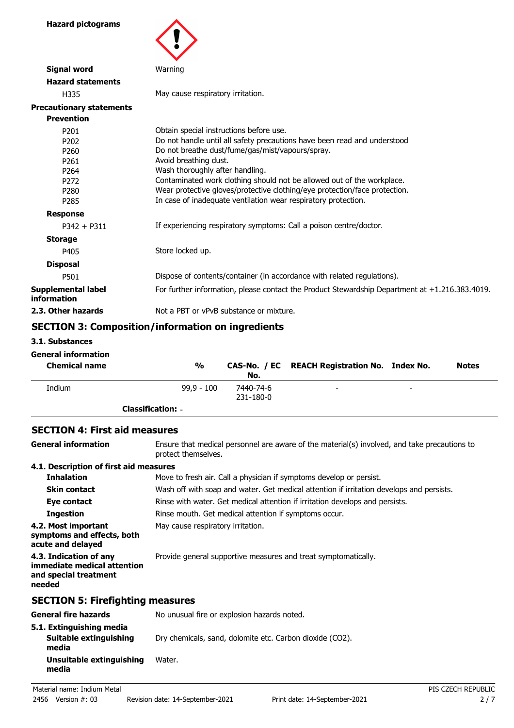**Hazard pictograms**

**Signal word** Warning

**Hazard statements**

| | |
|---|---|
| H335 | May cause respiratory irritation. |

**Precautionary statements**

**Prevention**

| | |
|---|---|
| P201 | Obtain special instructions before use. |
| P202 | Do not handle until all safety precautions have been read and understood. |
| P260 | Do not breathe dust/fume/gas/mist/vapours/spray. |
| P261 | Avoid breathing dust. |
| P264 | Wash thoroughly after handling. |
| P272 | Contaminated work clothing should not be allowed out of the workplace. |
| P280 | Wear protective gloves/protective clothing/eye protection/face protection. |
| P285 | In case of inadequate ventilation wear respiratory protection. |

**Response**

| | |
|---|---|
| P342 + P311 | If experiencing respiratory symptoms: Call a poison centre/doctor. |

**Storage**

| | |
|---|---|
| P405 | Store locked up. |

**Disposal**

| | |
|---|---|
| P501 | Dispose of contents/container (in accordance with related regulations). |

**Supplemental label information** For further information, please contact the Product Stewardship Department at +1.216.383.4019.

**2.3. Other hazards** Not a PBT or vPvB substance or mixture.

## SECTION 3: Composition/information on ingredients

**3.1. Substances**

**General information**

| Chemical name | % | CAS-No. / EC No. | REACH Registration No. | Index No. | Notes |
|---|---|---|---|---|---|
| Indium | 99,9 - 100 | 7440-74-6 231-180-0 | - | - | |
| **Classification:** - | | | | | |

## SECTION 4: First aid measures

**General information** Ensure that medical personnel are aware of the material(s) involved, and take precautions to protect themselves.

**4.1. Description of first aid measures**

**Inhalation** Move to fresh air. Call a physician if symptoms develop or persist.

**Skin contact** Wash off with soap and water. Get medical attention if irritation develops and persists.

**Eye contact** Rinse with water. Get medical attention if irritation develops and persists.

**Ingestion** Rinse mouth. Get medical attention if symptoms occur.

**4.2. Most important symptoms and effects, both acute and delayed** May cause respiratory irritation.

**4.3. Indication of any immediate medical attention and special treatment needed** Provide general supportive measures and treat symptomatically.

## SECTION 5: Firefighting measures

**General fire hazards** No unusual fire or explosion hazards noted.

**5.1. Extinguishing media**

**Suitable extinguishing media** Dry chemicals, sand, dolomite etc. Carbon dioxide ($CO_2$).

**Unsuitable extinguishing media** Water.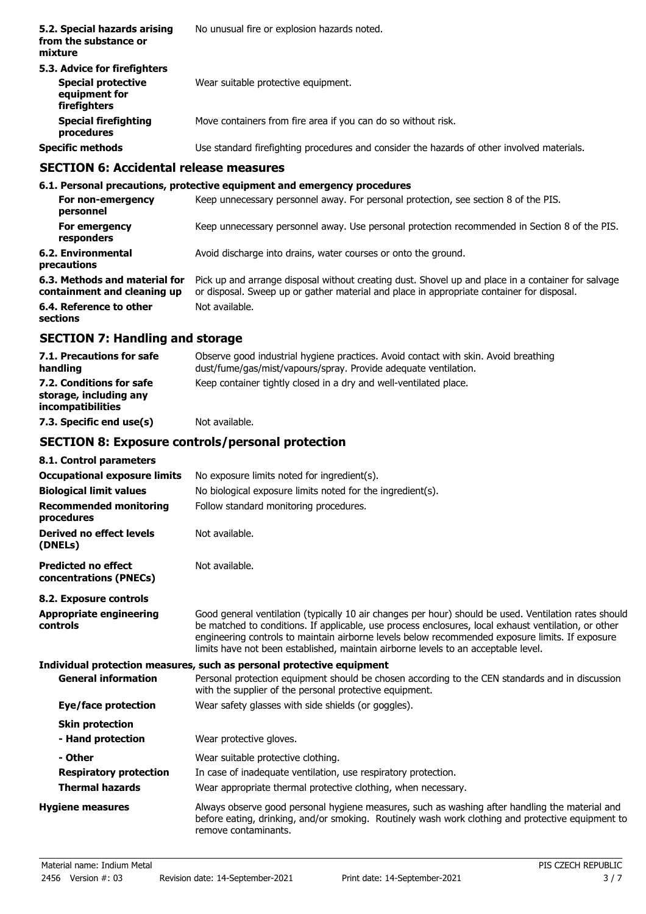| | |
|---|---|
| **5.2. Special hazards arising from the substance or mixture** | No unusual fire or explosion hazards noted. |
| **5.3. Advice for firefighters** | |
| **Special protective equipment for firefighters** | Wear suitable protective equipment. |
| **Special firefighting procedures** | Move containers from fire area if you can do so without risk. |
| **Specific methods** | Use standard firefighting procedures and consider the hazards of other involved materials. |

## SECTION 6: Accidental release measures

| | |
|---|---|
| **6.1. Personal precautions, protective equipment and emergency procedures** | |
| **For non-emergency personnel** | Keep unnecessary personnel away. For personal protection, see section 8 of the PIS. |
| **For emergency responders** | Keep unnecessary personnel away. Use personal protection recommended in Section 8 of the PIS. |
| **6.2. Environmental precautions** | Avoid discharge into drains, water courses or onto the ground. |
| **6.3. Methods and material for containment and cleaning up** | Pick up and arrange disposal without creating dust. Shovel up and place in a container for salvage or disposal. Sweep up or gather material and place in appropriate container for disposal. |
| **6.4. Reference to other sections** | Not available. |

## SECTION 7: Handling and storage

| | |
|---|---|
| **7.1. Precautions for safe handling** | Observe good industrial hygiene practices. Avoid contact with skin. Avoid breathing dust/fume/gas/mist/vapours/spray. Provide adequate ventilation. |
| **7.2. Conditions for safe storage, including any incompatibilities** | Keep container tightly closed in a dry and well-ventilated place. |
| **7.3. Specific end use(s)** | Not available. |

## SECTION 8: Exposure controls/personal protection

| | |
|---|---|
| **8.1. Control parameters** | |
| **Occupational exposure limits** | No exposure limits noted for ingredient(s). |
| **Biological limit values** | No biological exposure limits noted for the ingredient(s). |
| **Recommended monitoring procedures** | Follow standard monitoring procedures. |
| **Derived no effect levels (DNELs)** | Not available. |
| **Predicted no effect concentrations (PNECs)** | Not available. |
| **8.2. Exposure controls** | |
| **Appropriate engineering controls** | Good general ventilation (typically 10 air changes per hour) should be used. Ventilation rates should be matched to conditions. If applicable, use process enclosures, local exhaust ventilation, or other engineering controls to maintain airborne levels below recommended exposure limits. If exposure limits have not been established, maintain airborne levels to an acceptable level. |
| **Individual protection measures, such as personal protective equipment** | |
| **General information** | Personal protection equipment should be chosen according to the CEN standards and in discussion with the supplier of the personal protective equipment. |
| **Eye/face protection** | Wear safety glasses with side shields (or goggles). |
| **Skin protection** | |
| **- Hand protection** | Wear protective gloves. |
| **- Other** | Wear suitable protective clothing. |
| **Respiratory protection** | In case of inadequate ventilation, use respiratory protection. |
| **Thermal hazards** | Wear appropriate thermal protective clothing, when necessary. |
| **Hygiene measures** | Always observe good personal hygiene measures, such as washing after handling the material and before eating, drinking, and/or smoking. Routinely wash work clothing and protective equipment to remove contaminants. |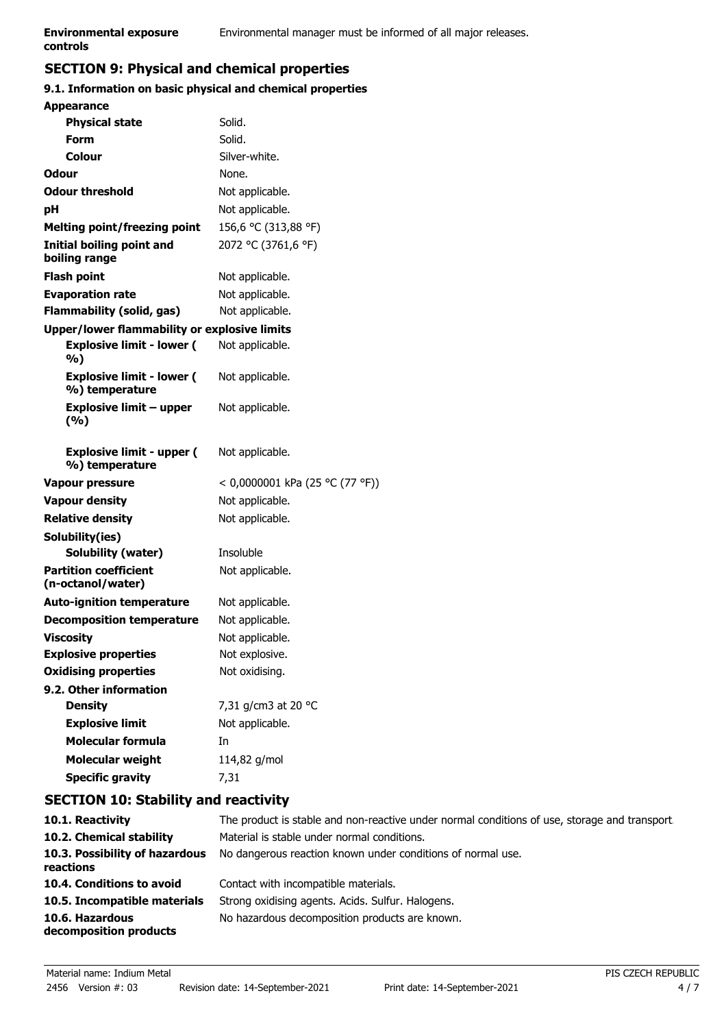**Environmental exposure controls** Environmental manager must be informed of all major releases.

## SECTION 9: Physical and chemical properties

### 9.1. Information on basic physical and chemical properties

| Property | Value |
|---|---|
| **Appearance** | |
| **Physical state** | Solid. |
| **Form** | Solid. |
| **Colour** | Silver-white. |
| **Odour** | None. |
| **Odour threshold** | Not applicable. |
| **pH** | Not applicable. |
| **Melting point/freezing point** | 156,6 °C (313,88 °F) |
| **Initial boiling point and boiling range** | 2072 °C (3761,6 °F) |
| **Flash point** | Not applicable. |
| **Evaporation rate** | Not applicable. |
| **Flammability (solid, gas)** | Not applicable. |
| **Upper/lower flammability or explosive limits** | |
| **Explosive limit - lower ( %)** | Not applicable. |
| **Explosive limit - lower ( %) temperature** | Not applicable. |
| **Explosive limit – upper (%)** | Not applicable. |
| **Explosive limit - upper ( %) temperature** | Not applicable. |
| **Vapour pressure** | < 0,0000001 kPa (25 °C (77 °F)) |
| **Vapour density** | Not applicable. |
| **Relative density** | Not applicable. |
| **Solubility(ies)** | |
| **Solubility (water)** | Insoluble |
| **Partition coefficient (n-octanol/water)** | Not applicable. |
| **Auto-ignition temperature** | Not applicable. |
| **Decomposition temperature** | Not applicable. |
| **Viscosity** | Not applicable. |
| **Explosive properties** | Not explosive. |
| **Oxidising properties** | Not oxidising. |

### 9.2. Other information

| Property | Value |
|---|---|
| **Density** | 7,31 g/cm3 at 20 °C |
| **Explosive limit** | Not applicable. |
| **Molecular formula** | In |
| **Molecular weight** | 114,82 g/mol |
| **Specific gravity** | 7,31 |

## SECTION 10: Stability and reactivity

| | |
|---|---|
| **10.1. Reactivity** | The product is stable and non-reactive under normal conditions of use, storage and transport. |
| **10.2. Chemical stability** | Material is stable under normal conditions. |
| **10.3. Possibility of hazardous reactions** | No dangerous reaction known under conditions of normal use. |
| **10.4. Conditions to avoid** | Contact with incompatible materials. |
| **10.5. Incompatible materials** | Strong oxidising agents. Acids. Sulfur. Halogens. |
| **10.6. Hazardous decomposition products** | No hazardous decomposition products are known. |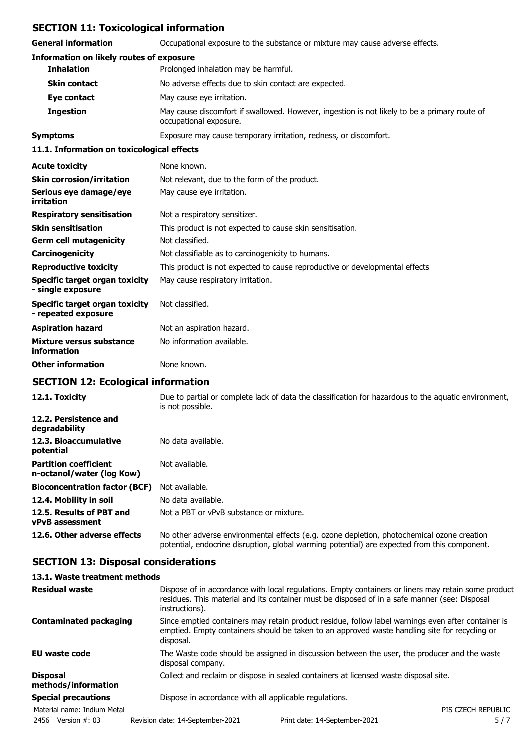## SECTION 11: Toxicological information

| | |
|---|---|
| **General information** | Occupational exposure to the substance or mixture may cause adverse effects. |

**Information on likely routes of exposure**

| | |
|---|---|
| **Inhalation** | Prolonged inhalation may be harmful. |
| **Skin contact** | No adverse effects due to skin contact are expected. |
| **Eye contact** | May cause eye irritation. |
| **Ingestion** | May cause discomfort if swallowed. However, ingestion is not likely to be a primary route of occupational exposure. |
| **Symptoms** | Exposure may cause temporary irritation, redness, or discomfort. |

### 11.1. Information on toxicological effects

| | |
|---|---|
| **Acute toxicity** | None known. |
| **Skin corrosion/irritation** | Not relevant, due to the form of the product. |
| **Serious eye damage/eye irritation** | May cause eye irritation. |
| **Respiratory sensitisation** | Not a respiratory sensitizer. |
| **Skin sensitisation** | This product is not expected to cause skin sensitisation. |
| **Germ cell mutagenicity** | Not classified. |
| **Carcinogenicity** | Not classifiable as to carcinogenicity to humans. |
| **Reproductive toxicity** | This product is not expected to cause reproductive or developmental effects. |
| **Specific target organ toxicity - single exposure** | May cause respiratory irritation. |
| **Specific target organ toxicity - repeated exposure** | Not classified. |
| **Aspiration hazard** | Not an aspiration hazard. |
| **Mixture versus substance information** | No information available. |
| **Other information** | None known. |

## SECTION 12: Ecological information

| | |
|---|---|
| **12.1. Toxicity** | Due to partial or complete lack of data the classification for hazardous to the aquatic environment, is not possible. |
| **12.2. Persistence and degradability** | |
| **12.3. Bioaccumulative potential** | No data available. |
| **Partition coefficient n-octanol/water (log Kow)** | Not available. |
| **Bioconcentration factor (BCF)** | Not available. |
| **12.4. Mobility in soil** | No data available. |
| **12.5. Results of PBT and vPvB assessment** | Not a PBT or vPvB substance or mixture. |
| **12.6. Other adverse effects** | No other adverse environmental effects (e.g. ozone depletion, photochemical ozone creation potential, endocrine disruption, global warming potential) are expected from this component. |

## SECTION 13: Disposal considerations

### 13.1. Waste treatment methods

| | |
|---|---|
| **Residual waste** | Dispose of in accordance with local regulations. Empty containers or liners may retain some product residues. This material and its container must be disposed of in a safe manner (see: Disposal instructions). |
| **Contaminated packaging** | Since emptied containers may retain product residue, follow label warnings even after container is emptied. Empty containers should be taken to an approved waste handling site for recycling or disposal. |
| **EU waste code** | The Waste code should be assigned in discussion between the user, the producer and the waste disposal company. |
| **Disposal methods/information** | Collect and reclaim or dispose in sealed containers at licensed waste disposal site. |
| **Special precautions** | Dispose in accordance with all applicable regulations. |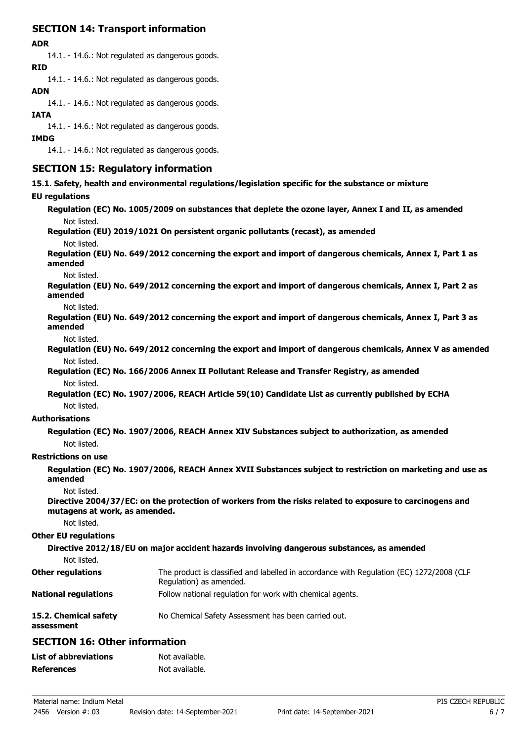## SECTION 14: Transport information

**ADR**

14.1. - 14.6.: Not regulated as dangerous goods.

**RID**

14.1. - 14.6.: Not regulated as dangerous goods.

**ADN**

14.1. - 14.6.: Not regulated as dangerous goods.

**IATA**

14.1. - 14.6.: Not regulated as dangerous goods.

**IMDG**

14.1. - 14.6.: Not regulated as dangerous goods.

## SECTION 15: Regulatory information

**15.1. Safety, health and environmental regulations/legislation specific for the substance or mixture**

**EU regulations**

**Regulation (EC) No. 1005/2009 on substances that deplete the ozone layer, Annex I and II, as amended**

Not listed.

**Regulation (EU) 2019/1021 On persistent organic pollutants (recast), as amended**

Not listed.

**Regulation (EU) No. 649/2012 concerning the export and import of dangerous chemicals, Annex I, Part 1 as amended**

Not listed.

**Regulation (EU) No. 649/2012 concerning the export and import of dangerous chemicals, Annex I, Part 2 as amended**

Not listed.

**Regulation (EU) No. 649/2012 concerning the export and import of dangerous chemicals, Annex I, Part 3 as amended**

Not listed.

**Regulation (EU) No. 649/2012 concerning the export and import of dangerous chemicals, Annex V as amended**

Not listed.

**Regulation (EC) No. 166/2006 Annex II Pollutant Release and Transfer Registry, as amended**

Not listed.

**Regulation (EC) No. 1907/2006, REACH Article 59(10) Candidate List as currently published by ECHA**

Not listed.

**Authorisations**

**Regulation (EC) No. 1907/2006, REACH Annex XIV Substances subject to authorization, as amended**

Not listed.

**Restrictions on use**

**Regulation (EC) No. 1907/2006, REACH Annex XVII Substances subject to restriction on marketing and use as amended**

Not listed.

**Directive 2004/37/EC: on the protection of workers from the risks related to exposure to carcinogens and mutagens at work, as amended.**

Not listed.

**Other EU regulations**

**Directive 2012/18/EU on major accident hazards involving dangerous substances, as amended**

Not listed.

**Other regulations**: The product is classified and labelled in accordance with Regulation (EC) 1272/2008 (CLP Regulation) as amended.

**National regulations**: Follow national regulation for work with chemical agents.

**15.2. Chemical safety assessment**: No Chemical Safety Assessment has been carried out.

## SECTION 16: Other information

**List of abbreviations**: Not available.

**References**: Not available.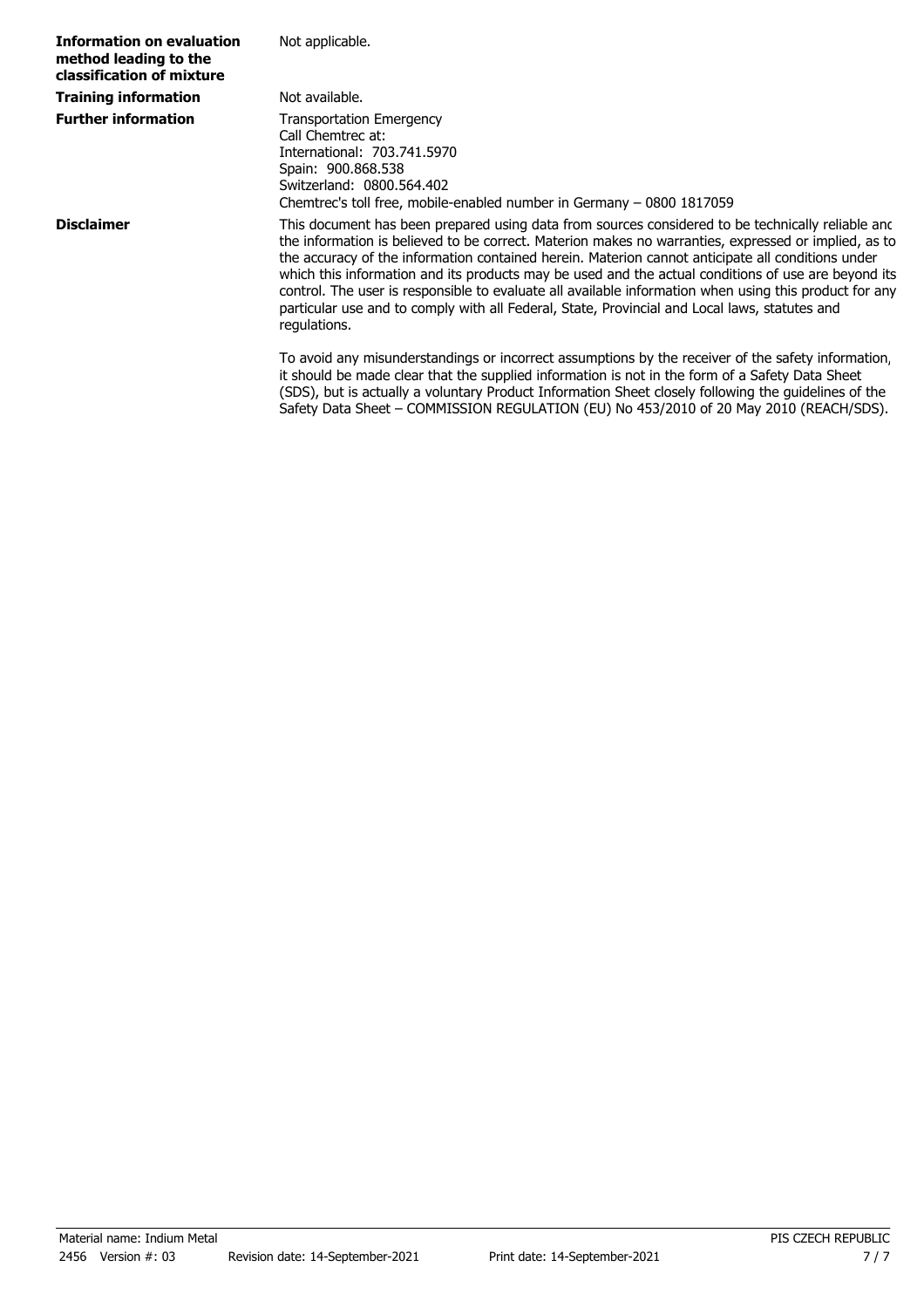**Information on evaluation method leading to the classification of mixture**

Not applicable.

**Training information**

Not available.

**Further information**

Transportation Emergency
Call Chemtrec at:
International: 703.741.5970
Spain: 900.868.538
Switzerland: 0800.564.402
Chemtrec's toll free, mobile-enabled number in Germany – 0800 1817059

**Disclaimer**

This document has been prepared using data from sources considered to be technically reliable and the information is believed to be correct. Materion makes no warranties, expressed or implied, as to the accuracy of the information contained herein. Materion cannot anticipate all conditions under which this information and its products may be used and the actual conditions of use are beyond its control. The user is responsible to evaluate all available information when using this product for any particular use and to comply with all Federal, State, Provincial and Local laws, statutes and regulations.

To avoid any misunderstandings or incorrect assumptions by the receiver of the safety information, it should be made clear that the supplied information is not in the form of a Safety Data Sheet (SDS), but is actually a voluntary Product Information Sheet closely following the guidelines of the Safety Data Sheet – COMMISSION REGULATION (EU) No 453/2010 of 20 May 2010 (REACH/SDS).